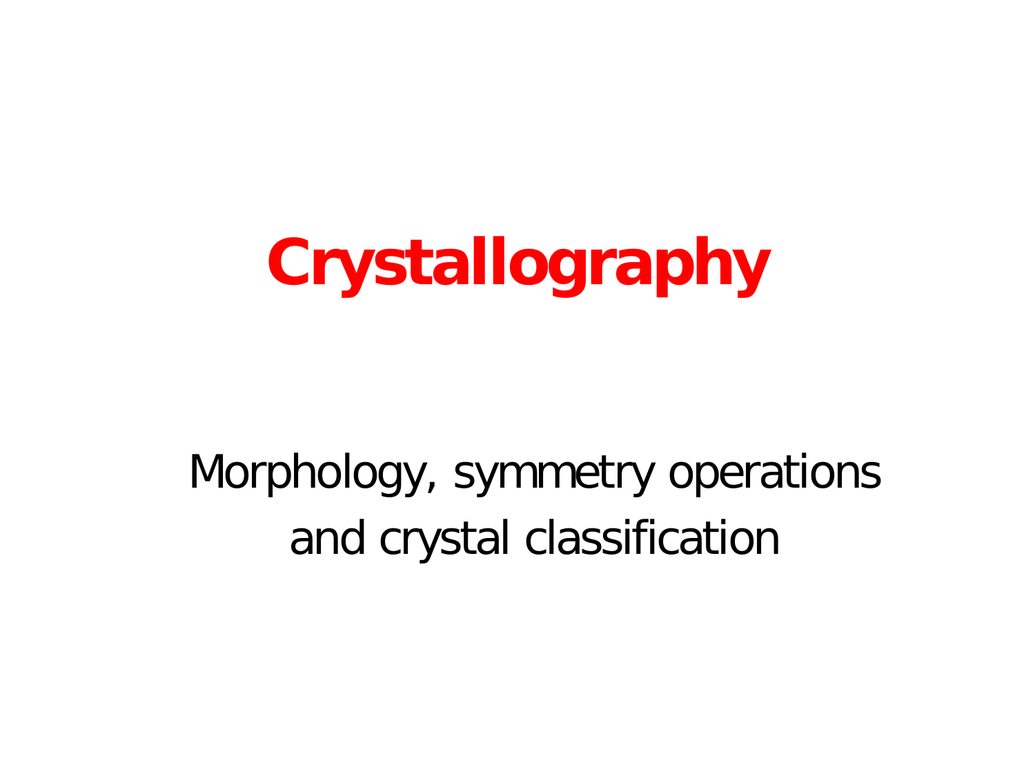# Crystallography

Morphology, symmetry operations
and crystal classification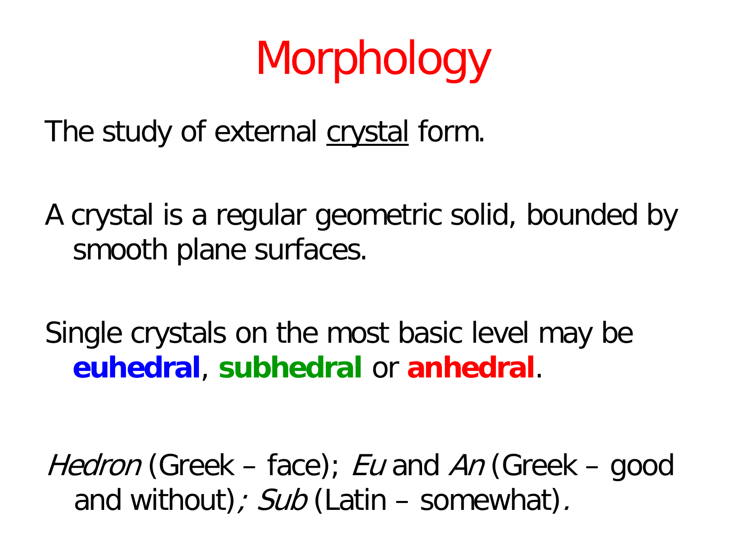# Morphology

The study of external crystal form.

A crystal is a regular geometric solid, bounded by smooth plane surfaces.

Single crystals on the most basic level may be **euhedral**, **subhedral** or **anhedral**.

*Hedron* (Greek – face); *Eu* and *An* (Greek – good and without)*; Sub* (Latin – somewhat)*.*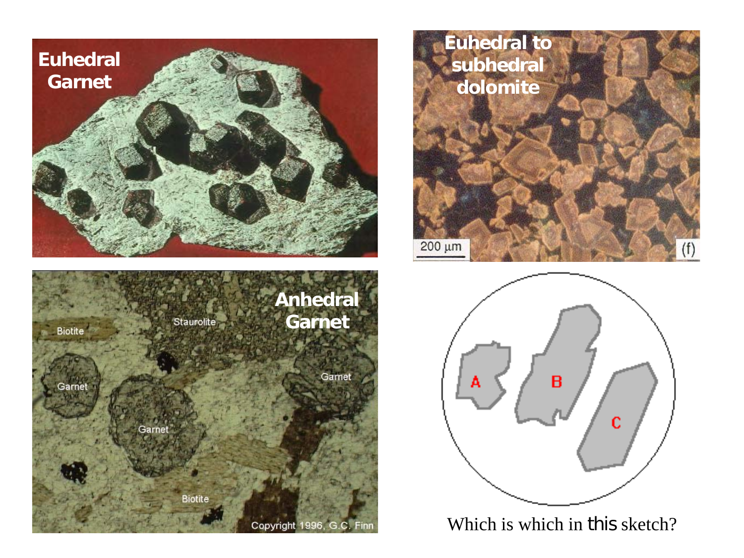Euhedral Garnet

Euhedral to subhedral dolomite

200 µm (f)

Anhedral Garnet

Biotite

Staurolite

Garnet

Garnet

Garnet

Biotite

Copyright 1996, G.C. Finn

A

B

C

Which is which in this sketch?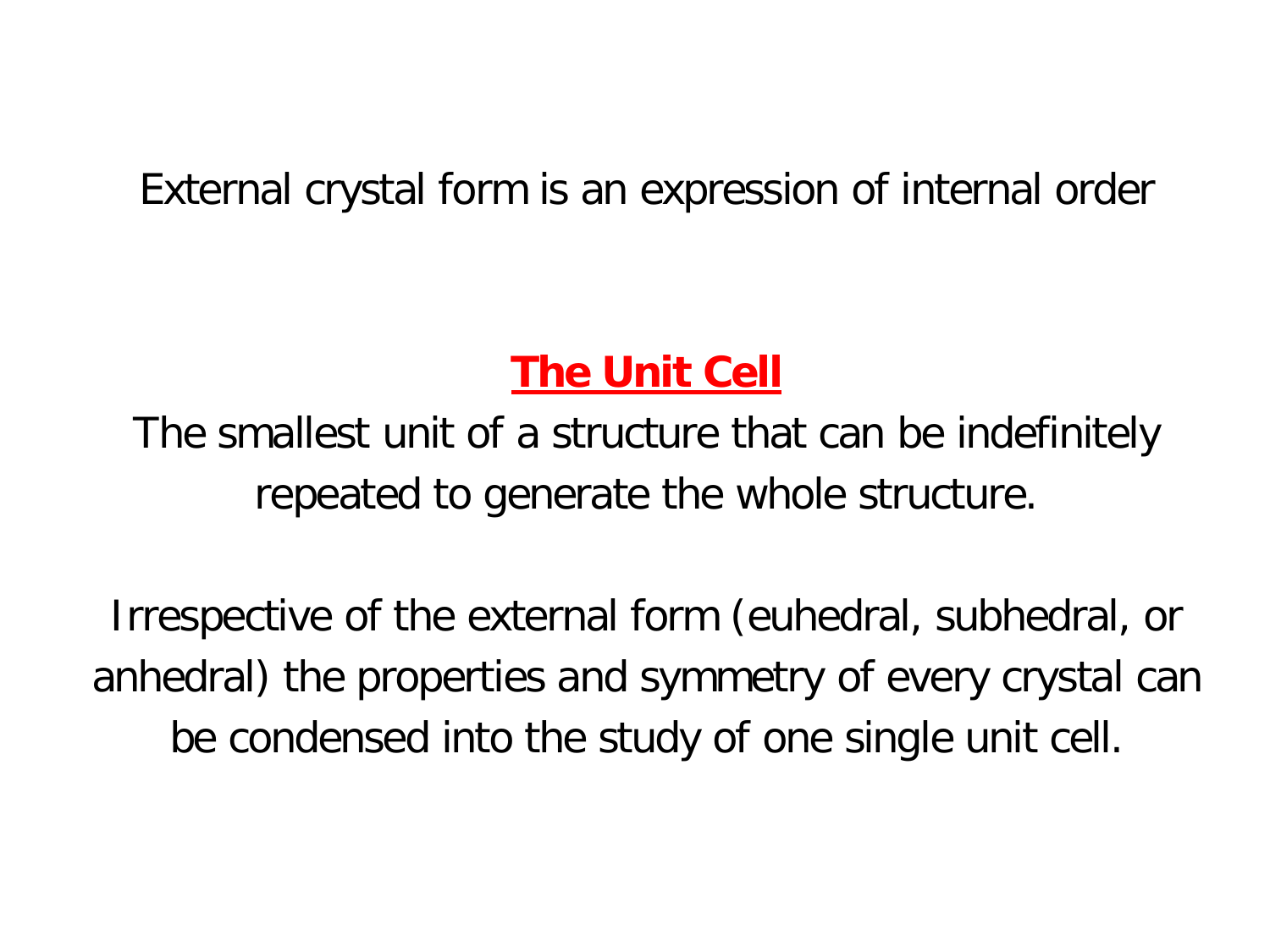External crystal form is an expression of internal order

## **The Unit Cell**

The smallest unit of a structure that can be indefinitely repeated to generate the whole structure.

Irrespective of the external form (euhedral, subhedral, or anhedral) the properties and symmetry of every crystal can be condensed into the study of one single unit cell.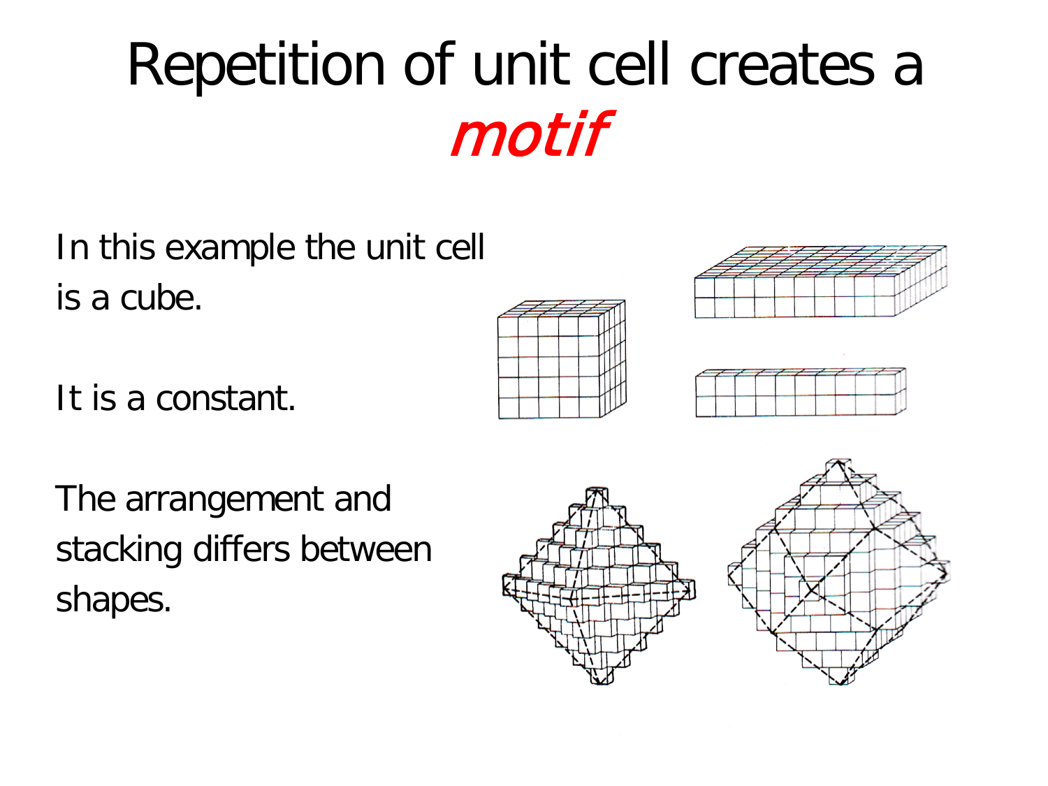# Repetition of unit cell creates a *motif*

In this example the unit cell is a cube.

It is a constant.

The arrangement and stacking differs between shapes.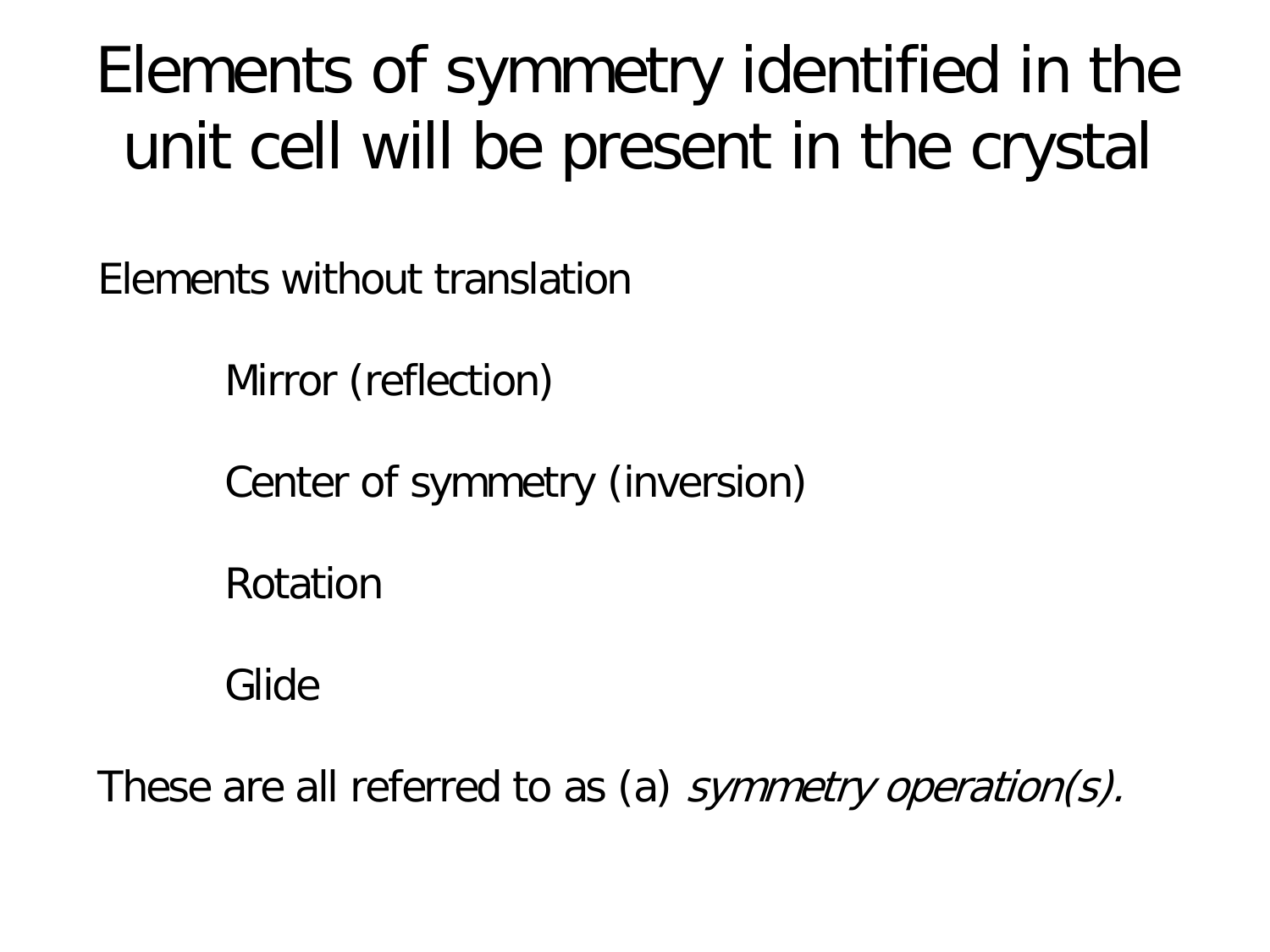# Elements of symmetry identified in the unit cell will be present in the crystal

Elements without translation

- Mirror (reflection)
- Center of symmetry (inversion)
- Rotation
- Glide

These are all referred to as (a) *symmetry operation(s).*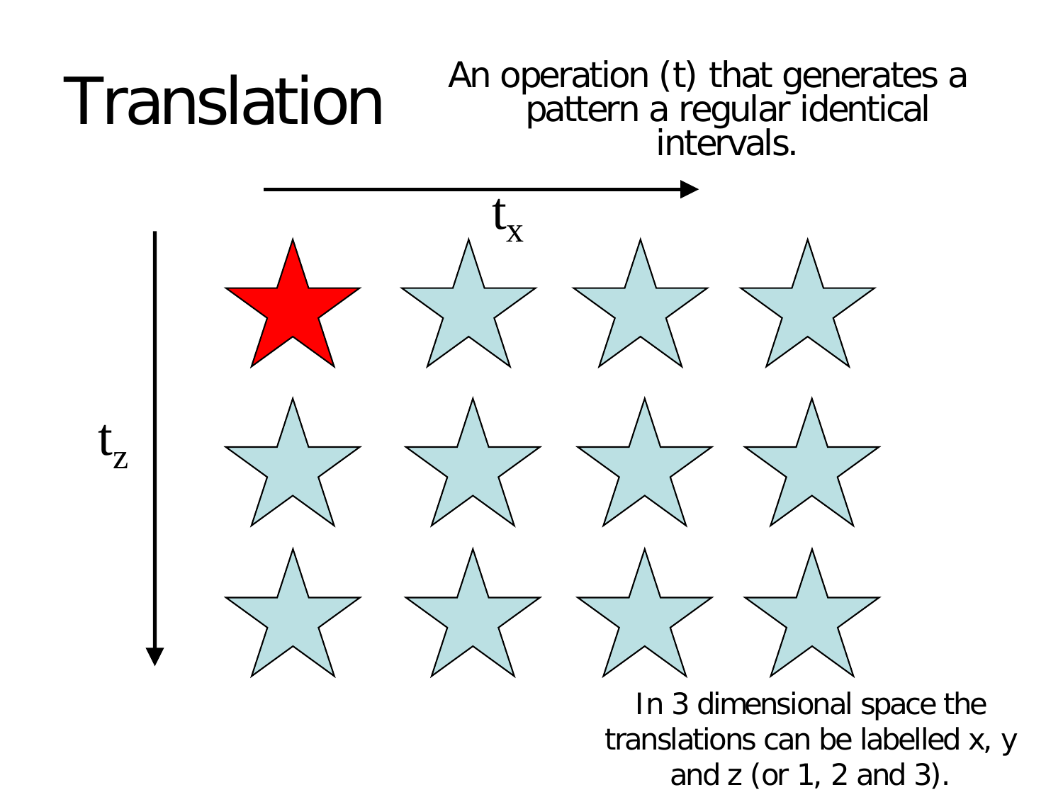# Translation

An operation (t) that generates a pattern a regular identical intervals.

$t_x$

$t_z$

In 3 dimensional space the translations can be labelled x, y and z (or 1, 2 and 3).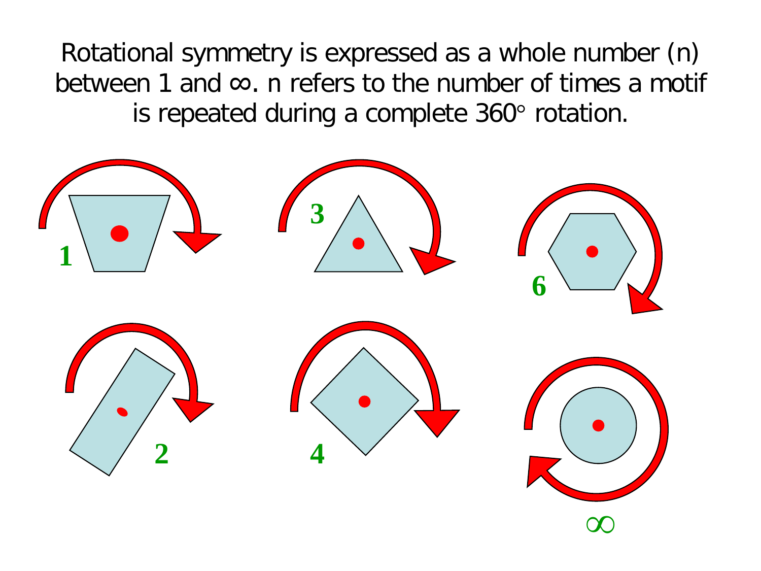Rotational symmetry is expressed as a whole number (n) between 1 and ∞. n refers to the number of times a motif is repeated during a complete 360° rotation.

1

3

6

2

4

∞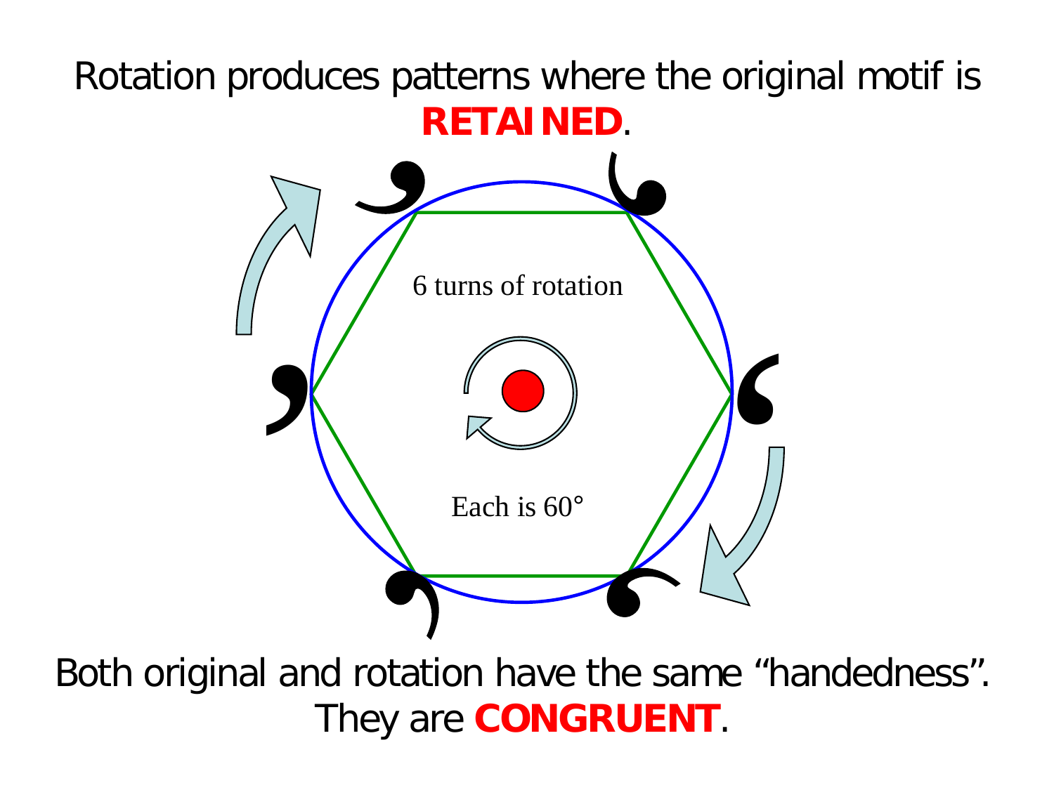Rotation produces patterns where the original motif is **RETAINED**.

6 turns of rotation

Each is 60°

Both original and rotation have the same "handedness". They are **CONGRUENT**.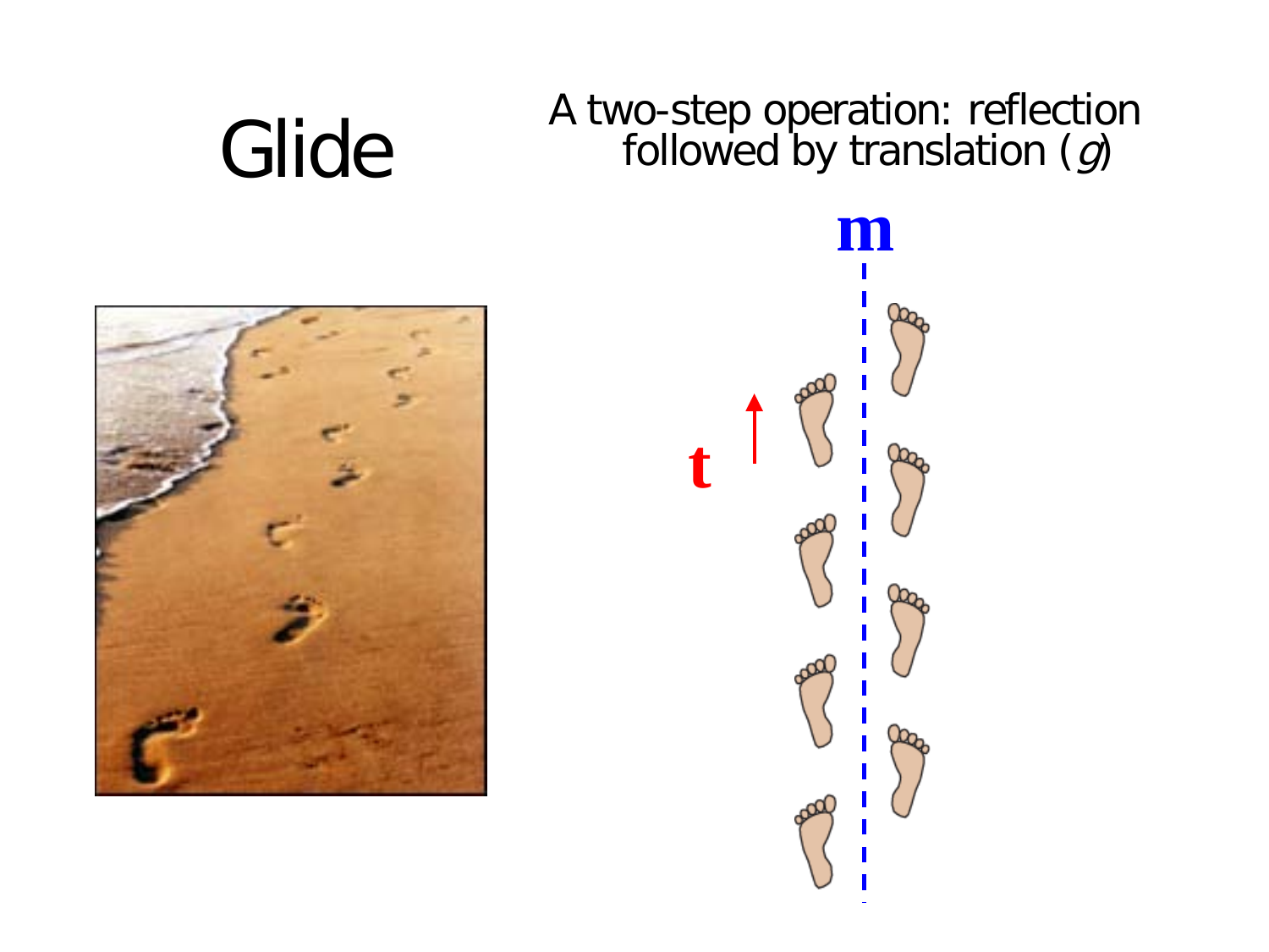# Glide

A two-step operation: reflection followed by translation (*g*)

m

t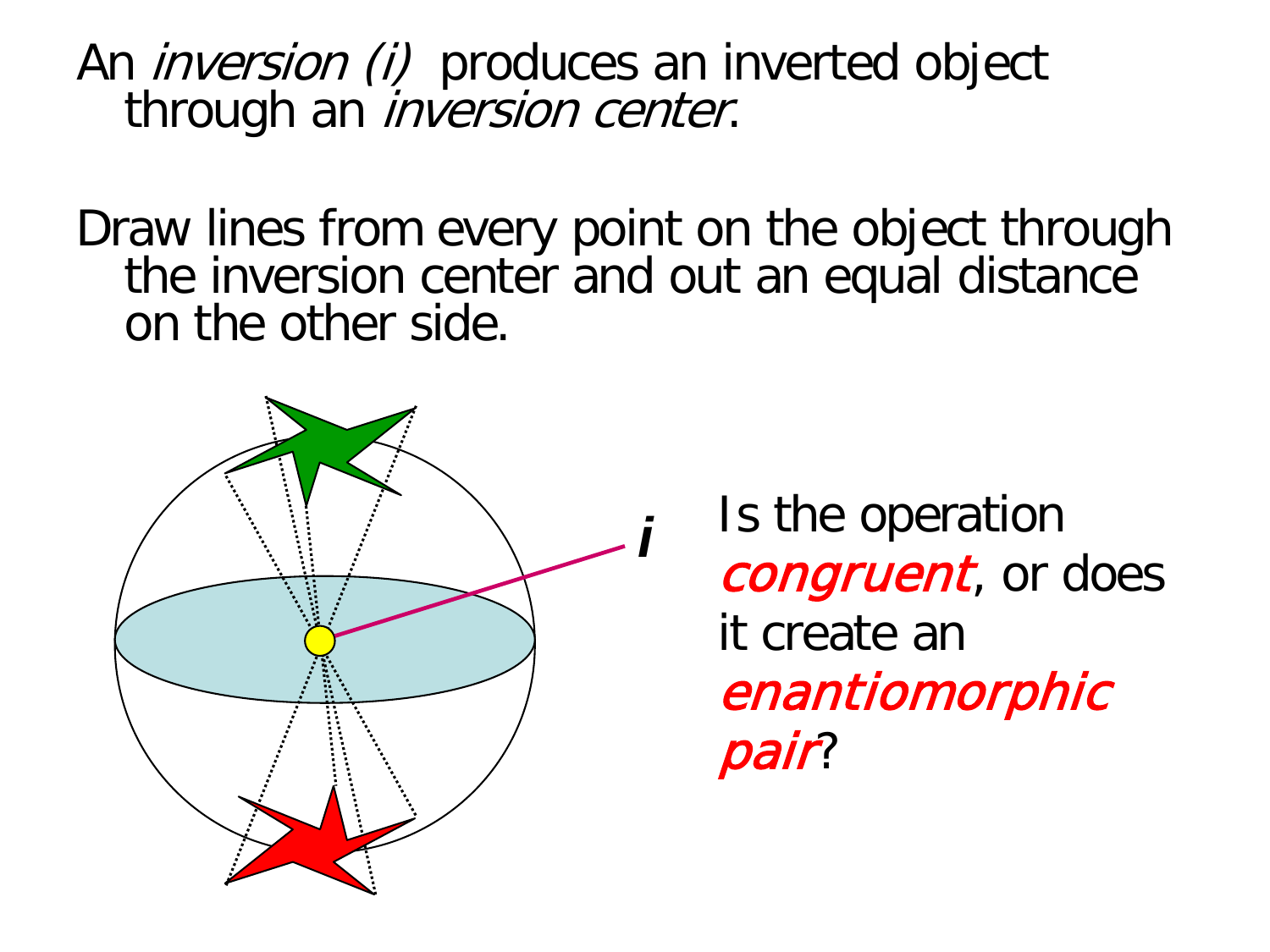An *inversion (i)* produces an inverted object through an *inversion center*.

Draw lines from every point on the object through the inversion center and out an equal distance on the other side.

***i***

Is the operation ***congruent***, or does it create an ***enantiomorphic pair***?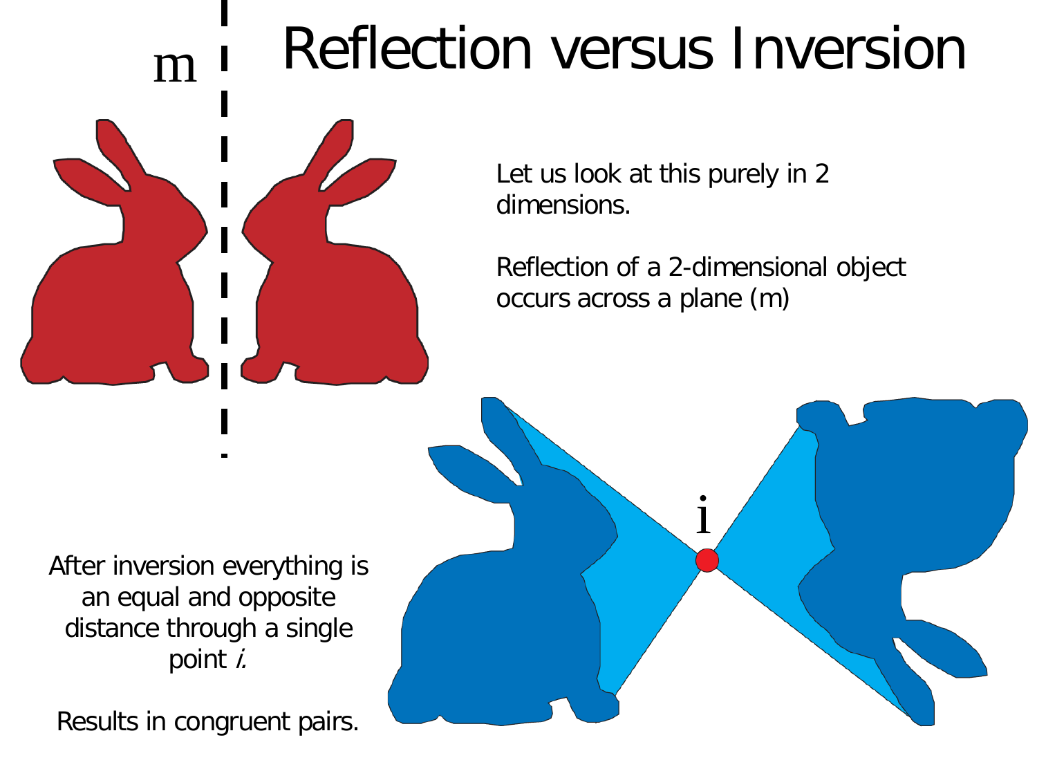# Reflection versus Inversion

m

Let us look at this purely in 2 dimensions.

Reflection of a 2-dimensional object occurs across a plane (m)

i

After inversion everything is an equal and opposite distance through a single point *i*.

Results in congruent pairs.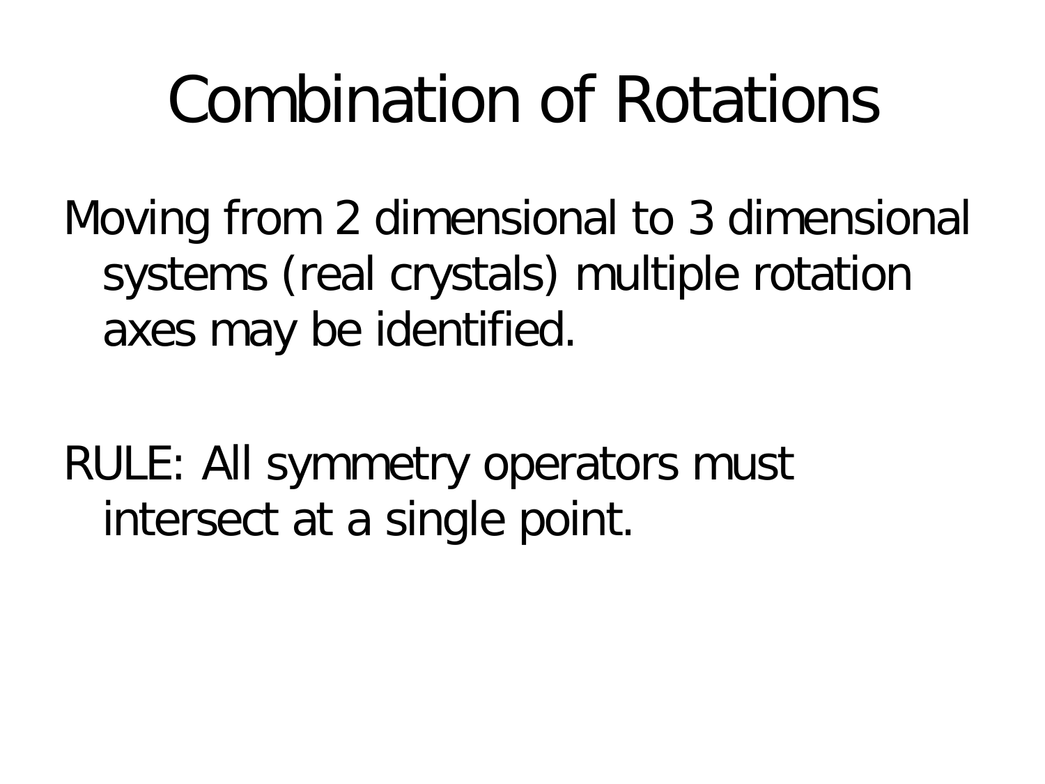# Combination of Rotations

Moving from 2 dimensional to 3 dimensional systems (real crystals) multiple rotation axes may be identified.

RULE: All symmetry operators must intersect at a single point.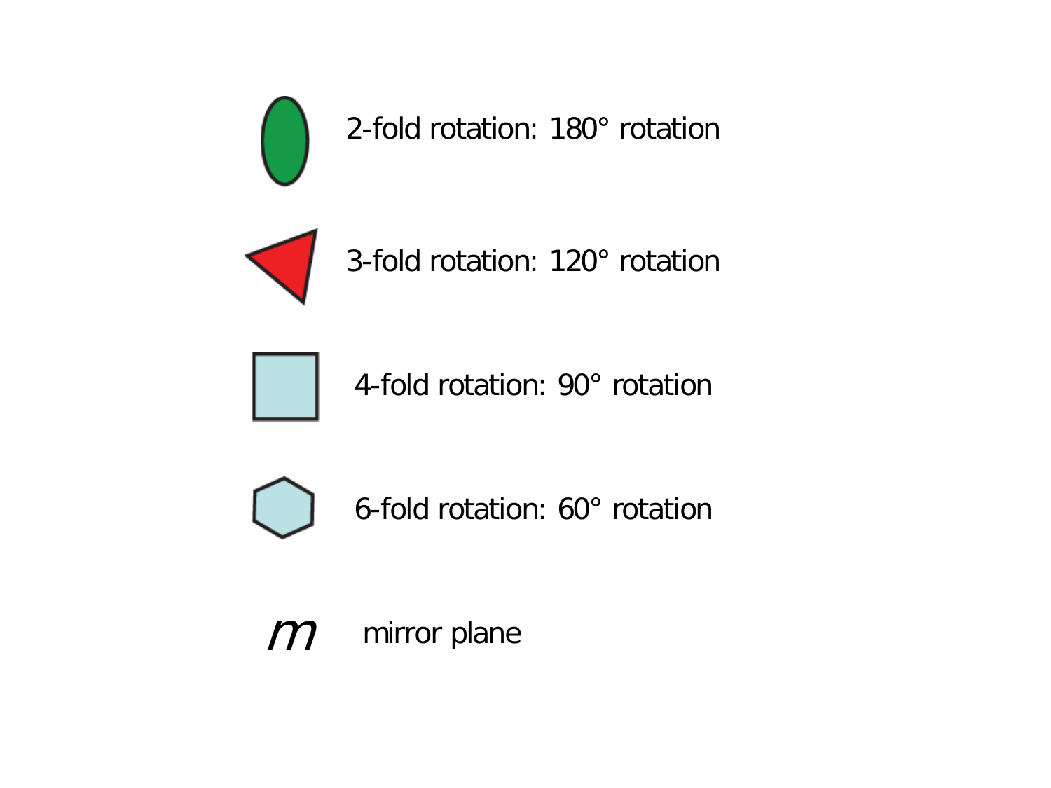2-fold rotation: 180° rotation

3-fold rotation: 120° rotation

4-fold rotation: 90° rotation

6-fold rotation: 60° rotation

*m* mirror plane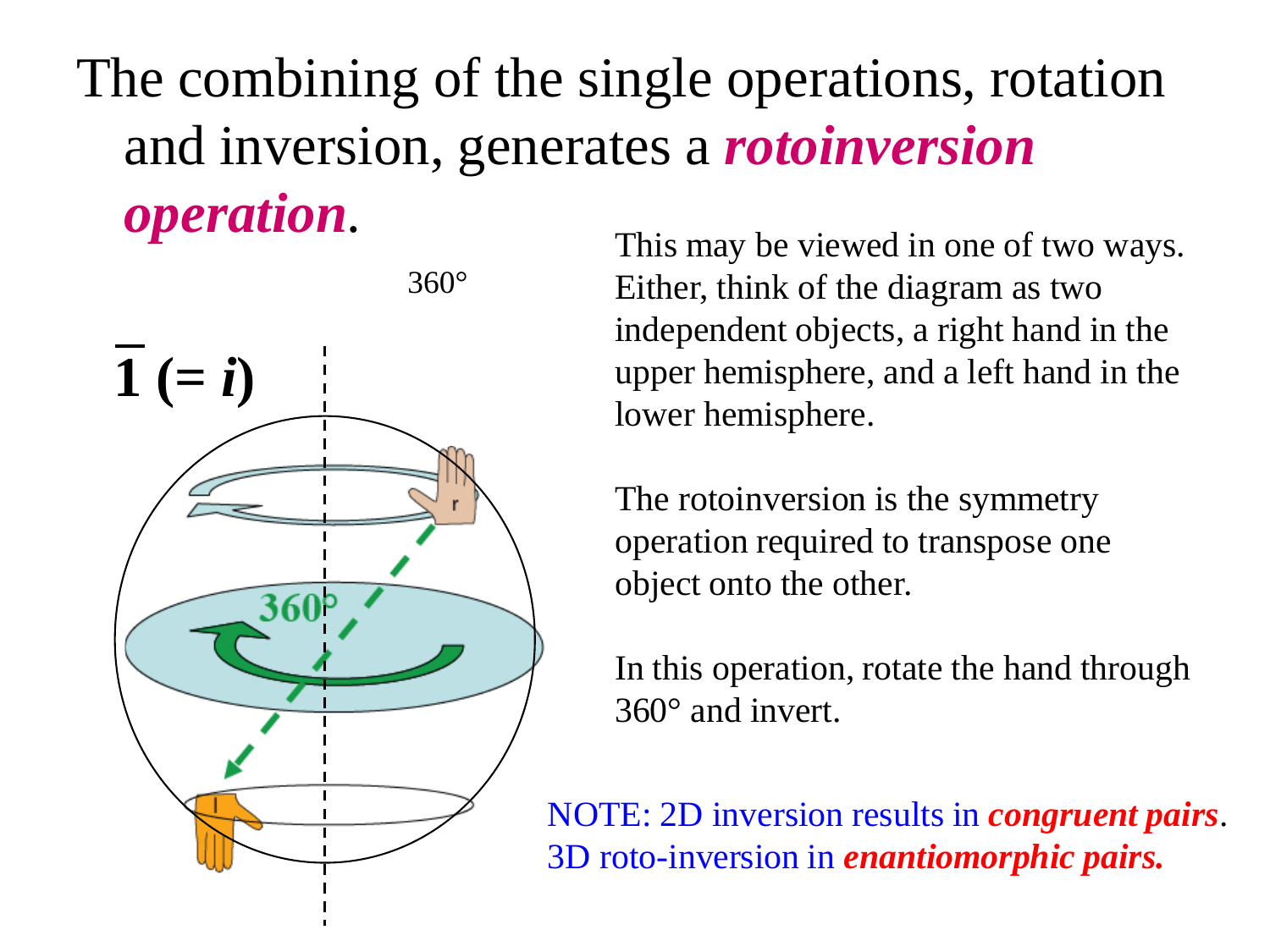# The combining of the single operations, rotation and inversion, generates a ***rotoinversion operation***.

360°

$\bar{1}$ (= $i$)

360°

This may be viewed in one of two ways. Either, think of the diagram as two independent objects, a right hand in the upper hemisphere, and a left hand in the lower hemisphere.

The rotoinversion is the symmetry operation required to transpose one object onto the other.

In this operation, rotate the hand through 360° and invert.

NOTE: 2D inversion results in ***congruent pairs***.
3D roto-inversion in ***enantiomorphic pairs.***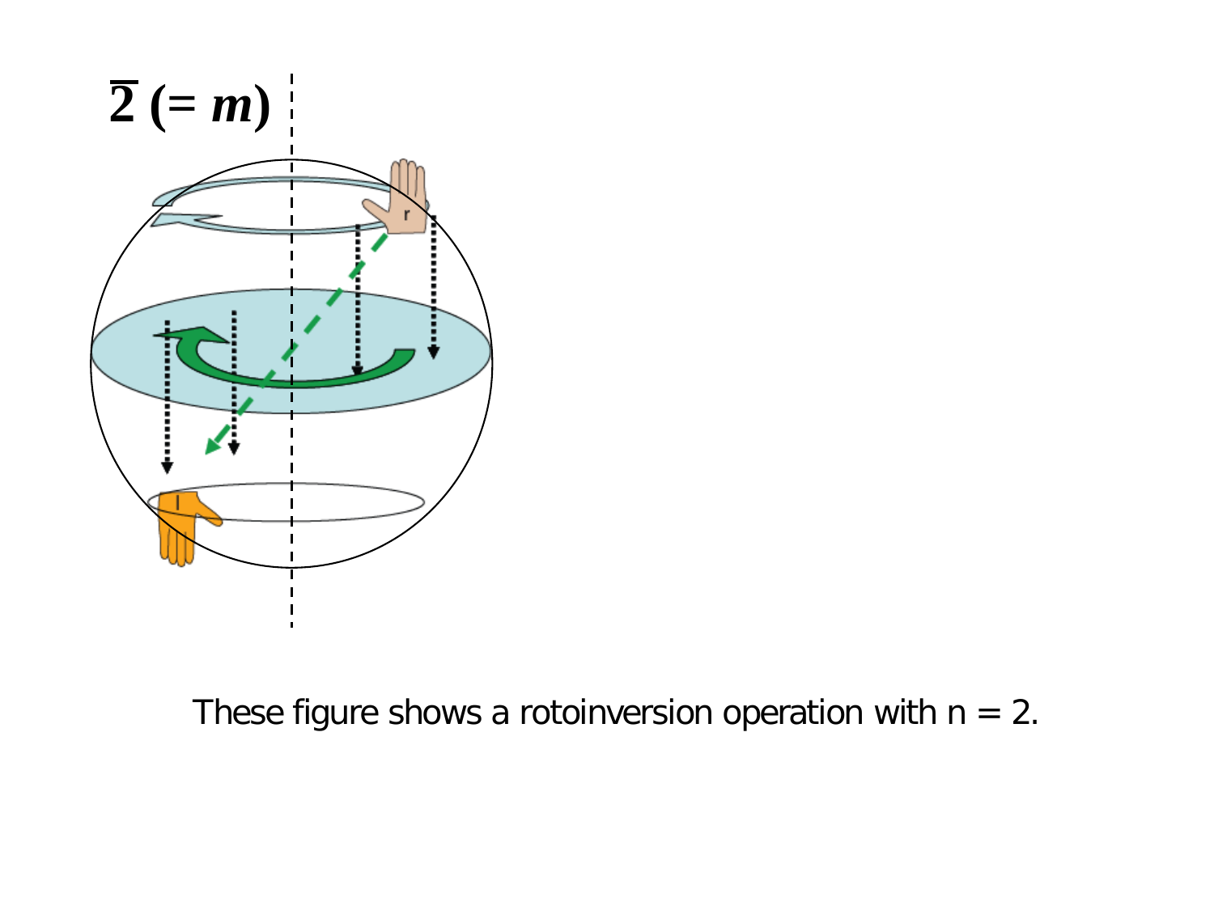$\overline{2}$ (= $m$)

These figure shows a rotoinversion operation with n = 2.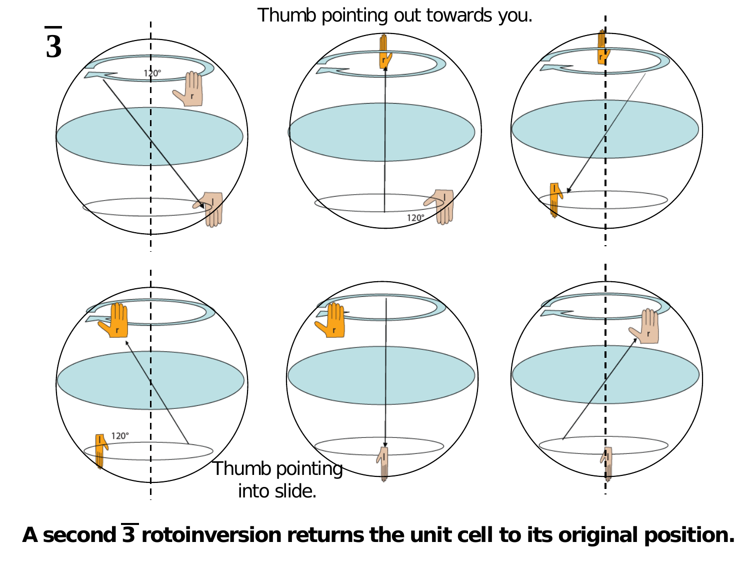$\overline{3}$

Thumb pointing out towards you.

Thumb pointing into slide.

**A second $\overline{3}$ rotoinversion returns the unit cell to its original position.**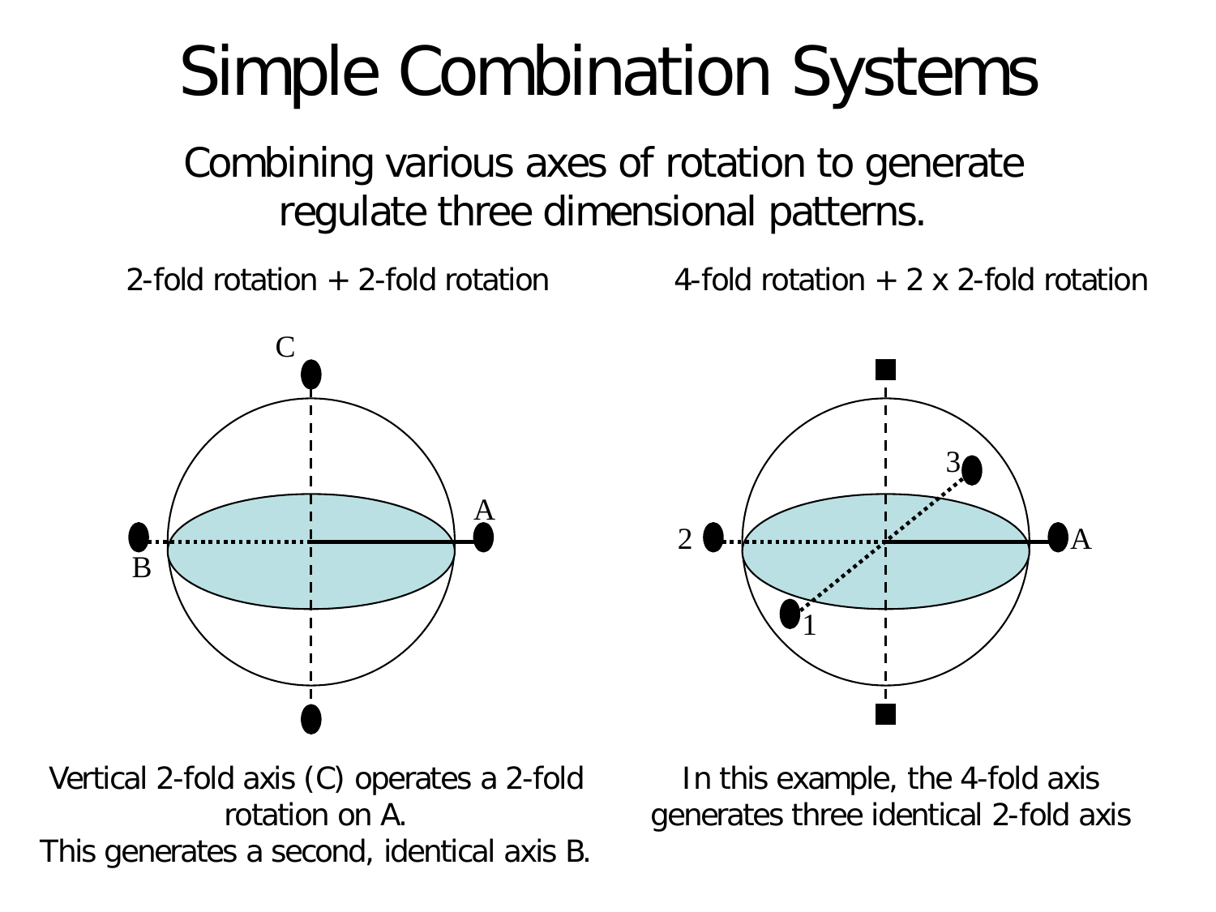# Simple Combination Systems

Combining various axes of rotation to generate regulate three dimensional patterns.

2-fold rotation + 2-fold rotation

Vertical 2-fold axis (C) operates a 2-fold rotation on A.
This generates a second, identical axis B.

4-fold rotation + 2 x 2-fold rotation

In this example, the 4-fold axis generates three identical 2-fold axis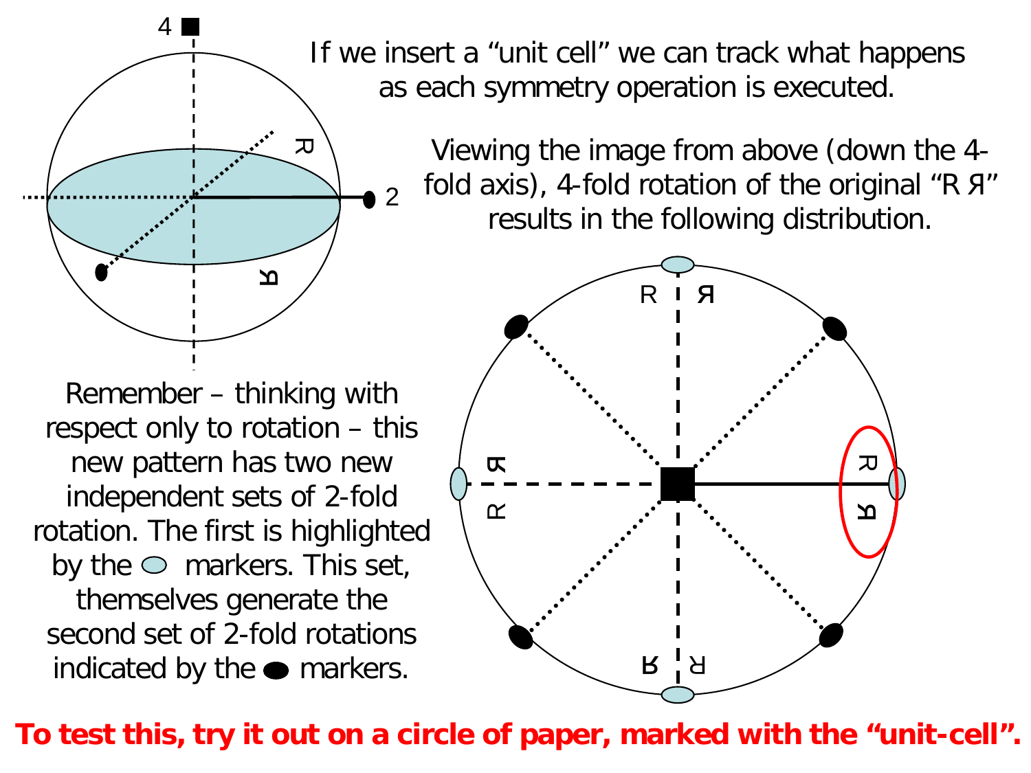If we insert a "unit cell" we can track what happens as each symmetry operation is executed.

Viewing the image from above (down the 4-fold axis), 4-fold rotation of the original "R Я" results in the following distribution.

Remember – thinking with respect only to rotation – this new pattern has two new independent sets of 2-fold rotation. The first is highlighted by the ⬭ markers. This set, themselves generate the second set of 2-fold rotations indicated by the ⬬ markers.

**To test this, try it out on a circle of paper, marked with the "unit-cell".**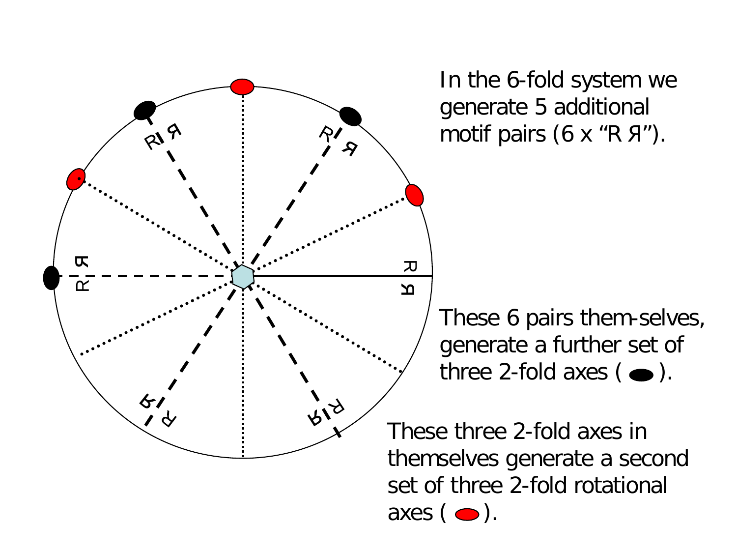In the 6-fold system we generate 5 additional motif pairs (6 x “R Я”).

These 6 pairs them-selves, generate a further set of three 2-fold axes ( ⬬ ).

These three 2-fold axes in themselves generate a second set of three 2-fold rotational axes ( ⬬ ).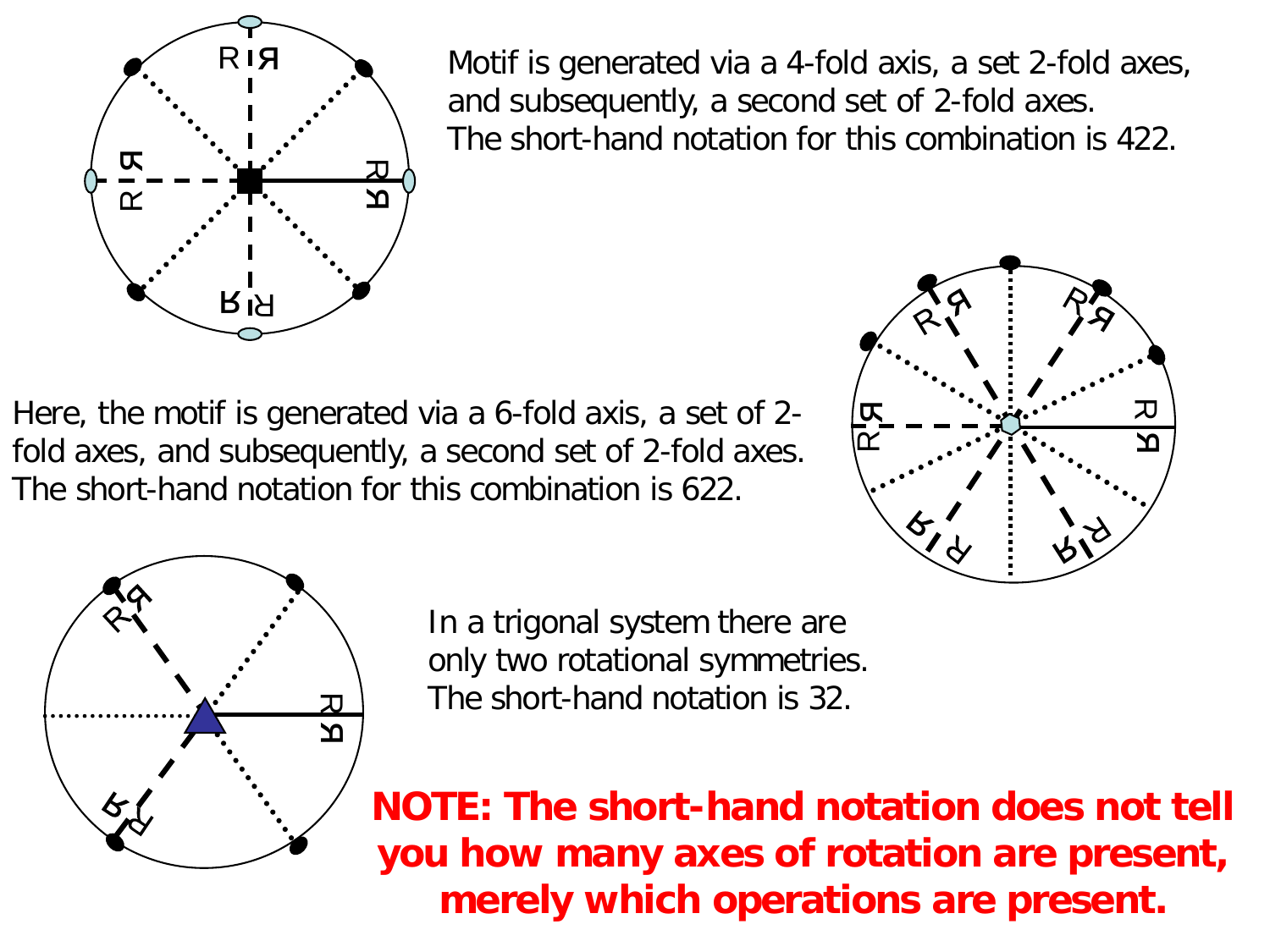Motif is generated via a 4-fold axis, a set 2-fold axes, and subsequently, a second set of 2-fold axes. The short-hand notation for this combination is 422.

Here, the motif is generated via a 6-fold axis, a set of 2-fold axes, and subsequently, a second set of 2-fold axes. The short-hand notation for this combination is 622.

In a trigonal system there are only two rotational symmetries. The short-hand notation is 32.

**NOTE: The short-hand notation does not tell you how many axes of rotation are present, merely which operations are present.**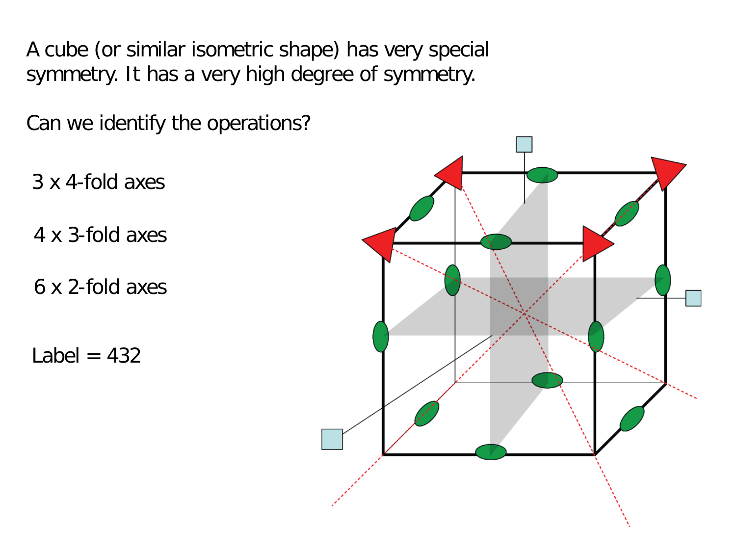A cube (or similar isometric shape) has very special symmetry. It has a very high degree of symmetry.

Can we identify the operations?

3 x 4-fold axes

4 x 3-fold axes

6 x 2-fold axes

Label = 432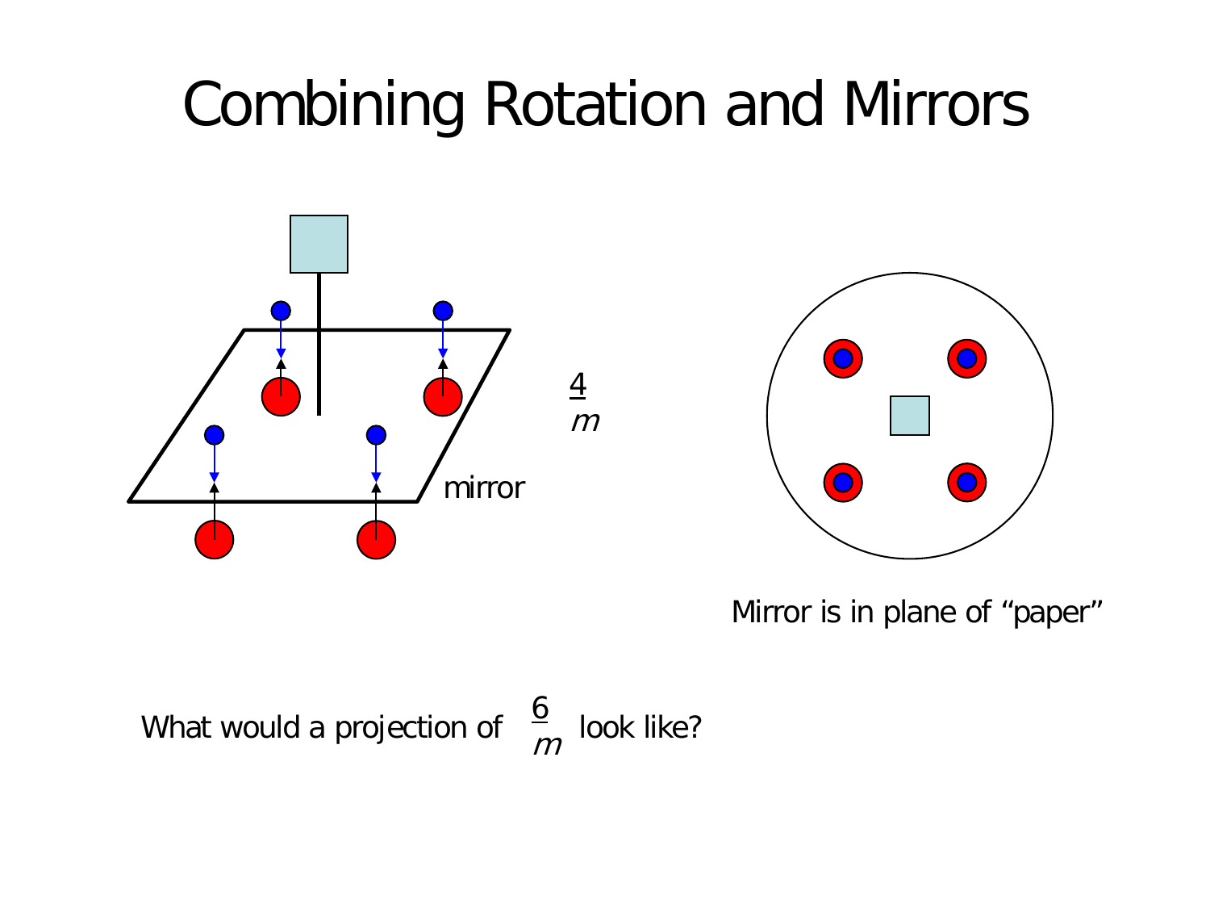# Combining Rotation and Mirrors

mirror

$\frac{4}{m}$

Mirror is in plane of "paper"

What would a projection of $\frac{6}{m}$ look like?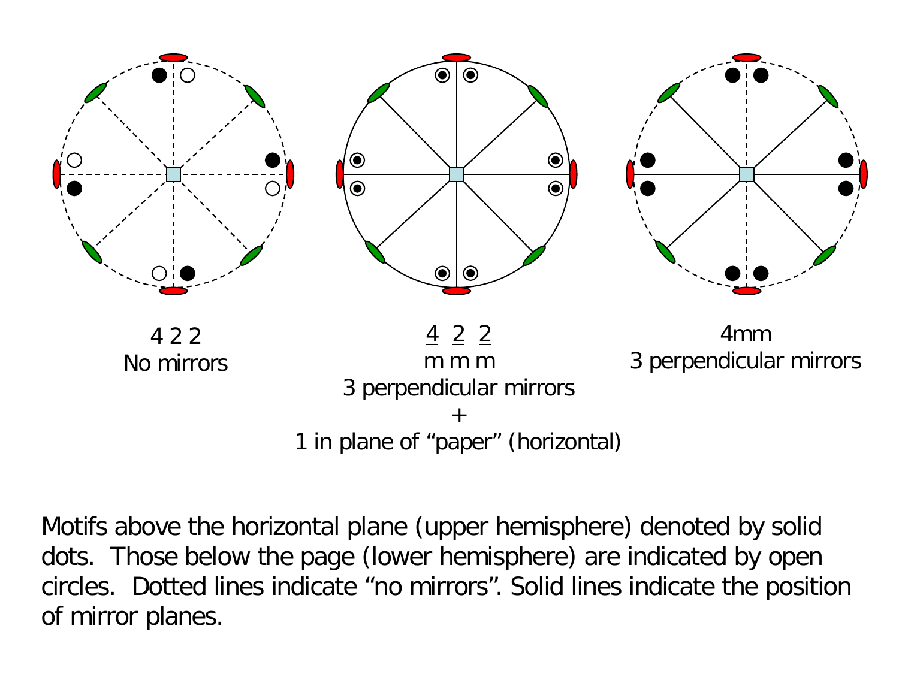4 2 2
No mirrors

$\underline{4}\ \underline{2}\ \underline{2}$
m m m
3 perpendicular mirrors
+
1 in plane of “paper” (horizontal)

4mm
3 perpendicular mirrors

Motifs above the horizontal plane (upper hemisphere) denoted by solid dots. Those below the page (lower hemisphere) are indicated by open circles. Dotted lines indicate “no mirrors”. Solid lines indicate the position of mirror planes.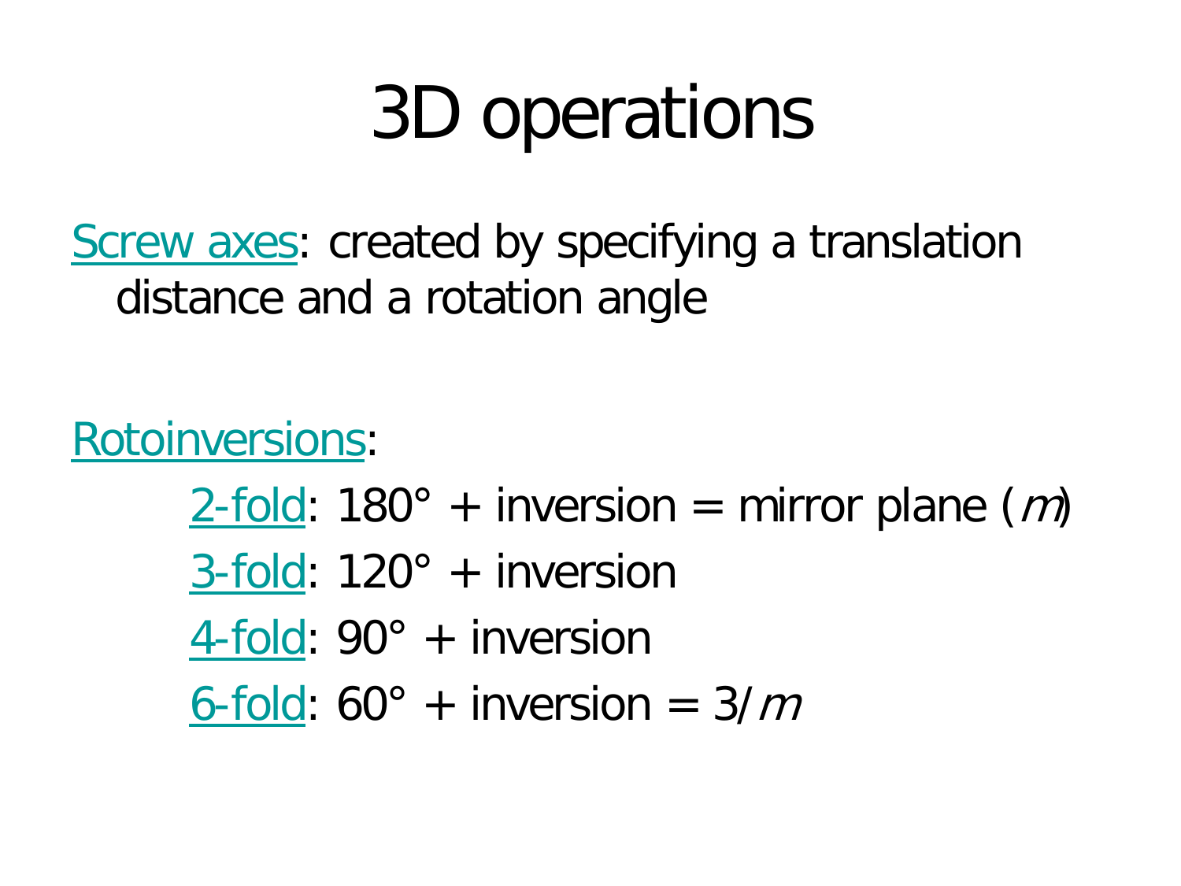# 3D operations

Screw axes: created by specifying a translation distance and a rotation angle

Rotoinversions:

- 2-fold: 180° + inversion = mirror plane (*m*)
- 3-fold: 120° + inversion
- 4-fold: 90° + inversion
- 6-fold: 60° + inversion = 3/*m*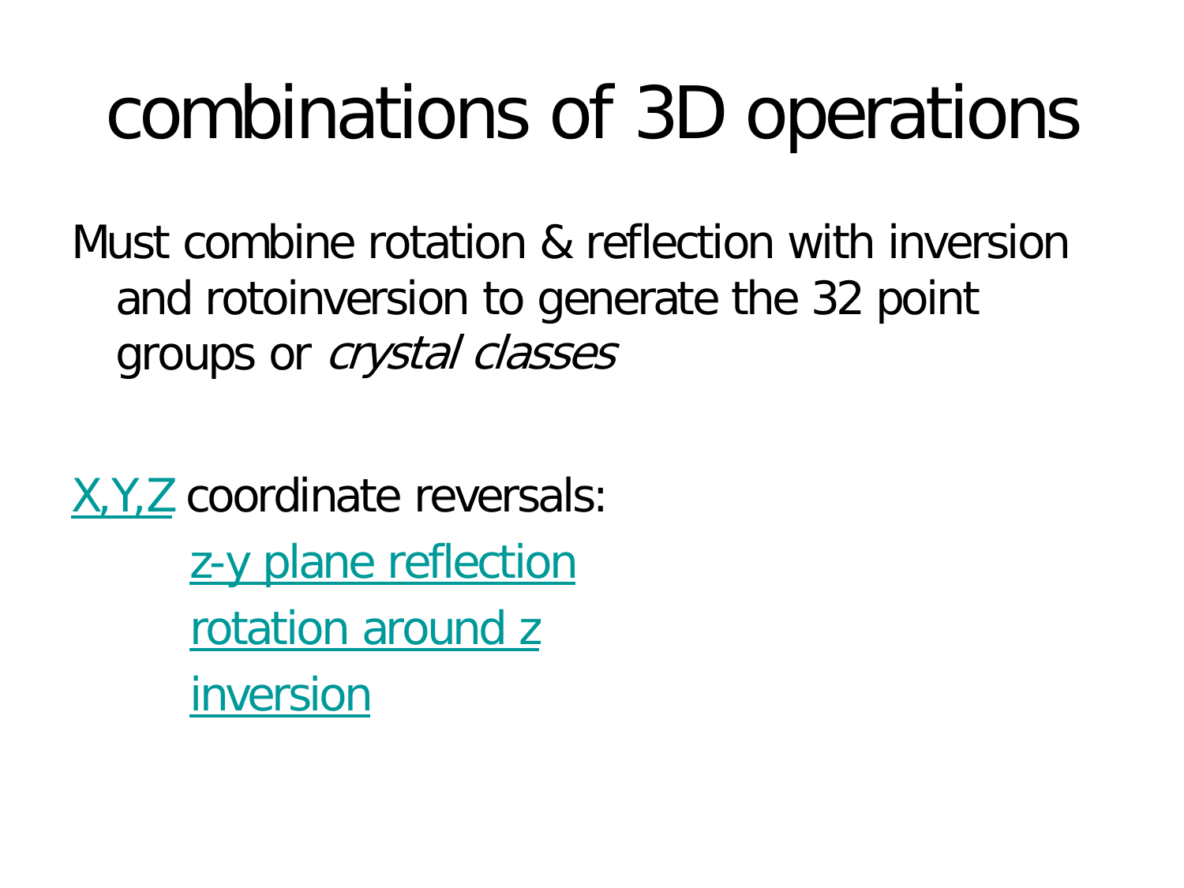# combinations of 3D operations

Must combine rotation & reflection with inversion and rotoinversion to generate the 32 point groups or *crystal classes*

X,Y,Z coordinate reversals:

- z-y plane reflection
- rotation around z
- inversion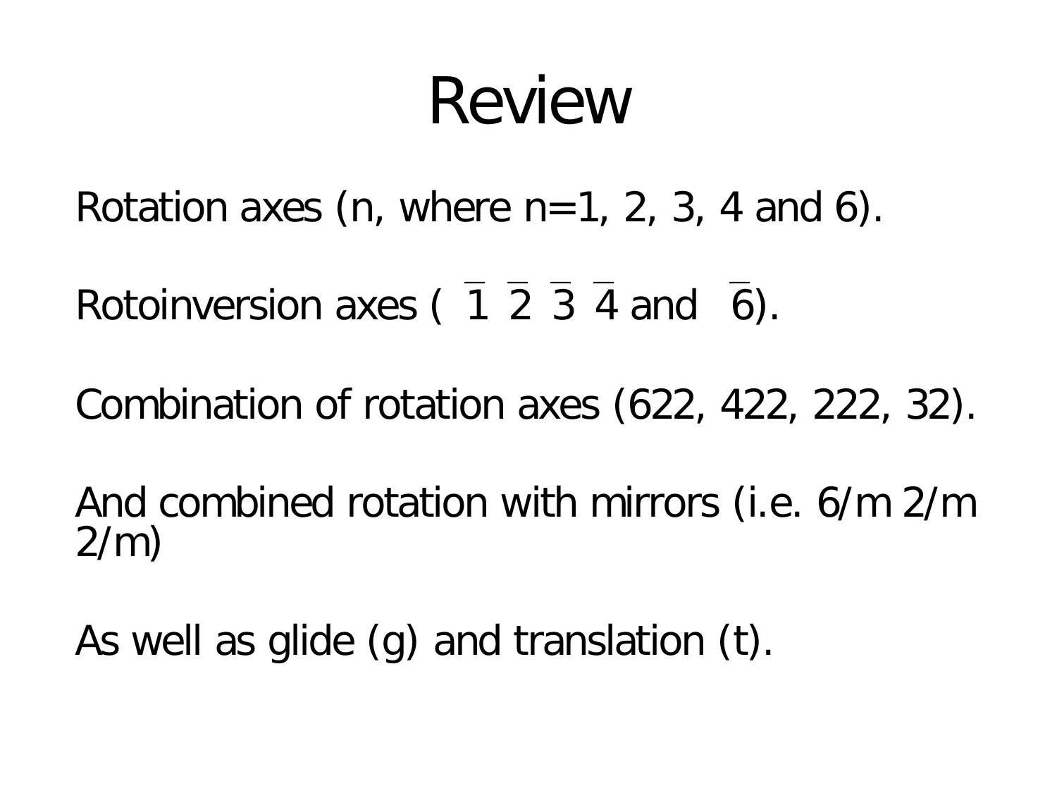# Review

Rotation axes (n, where n=1, 2, 3, 4 and 6).

Rotoinversion axes ( $\bar{1}$ $\bar{2}$ $\bar{3}$ $\bar{4}$ and $\bar{6}$).

Combination of rotation axes (622, 422, 222, 32).

And combined rotation with mirrors (i.e. 6/m 2/m 2/m)

As well as glide (g) and translation (t).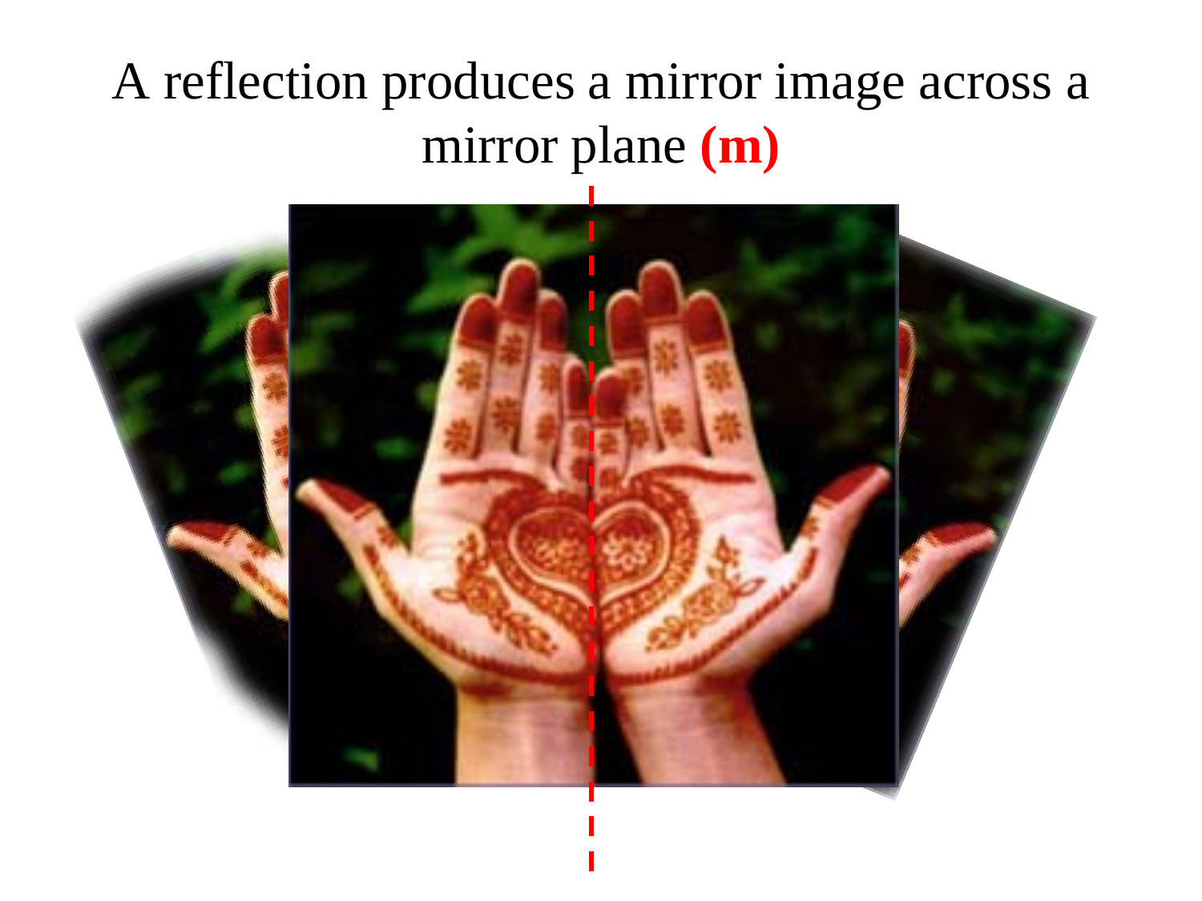A reflection produces a mirror image across a mirror plane **(m)**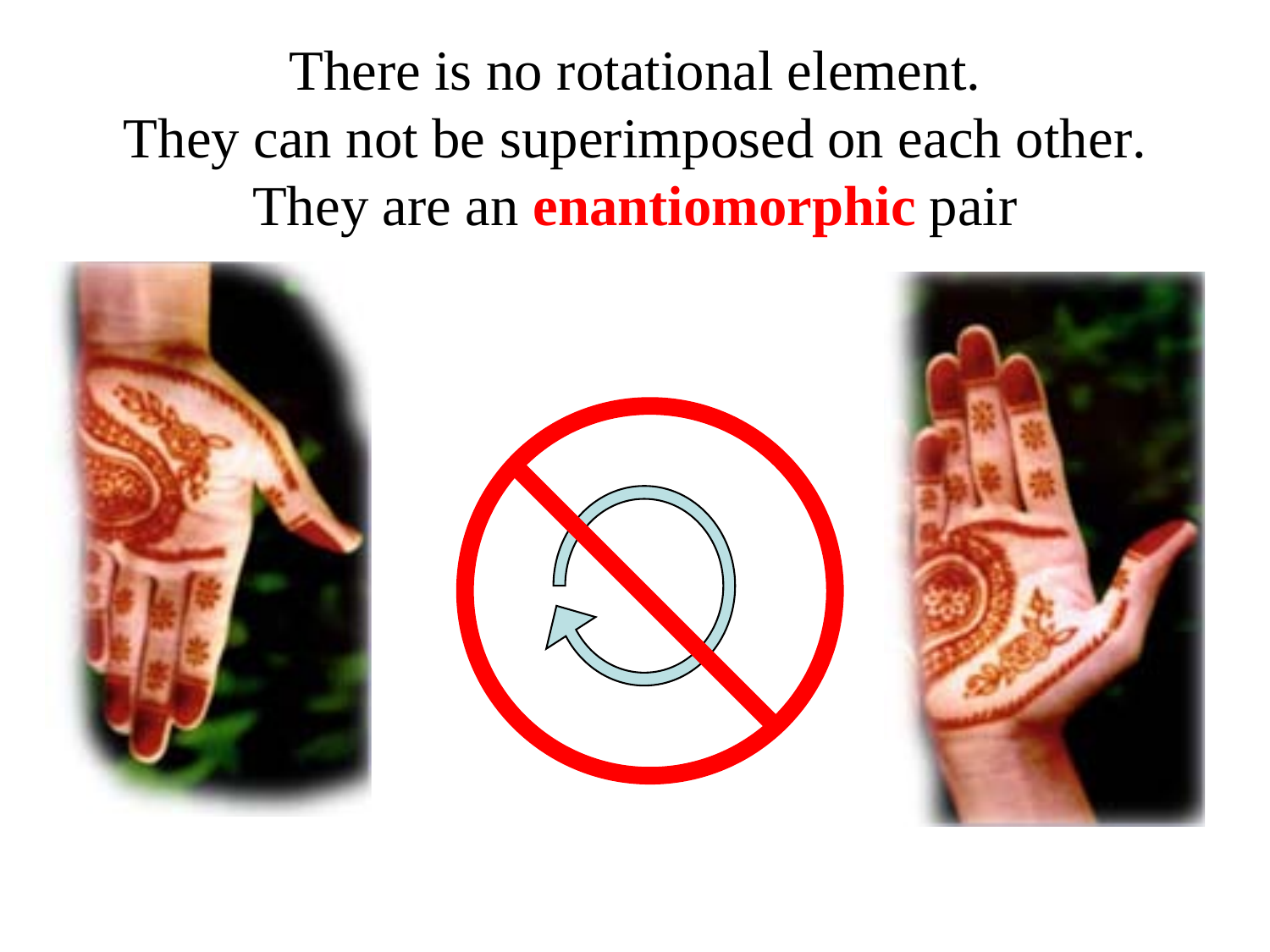There is no rotational element.
They can not be superimposed on each other.
They are an **enantiomorphic** pair